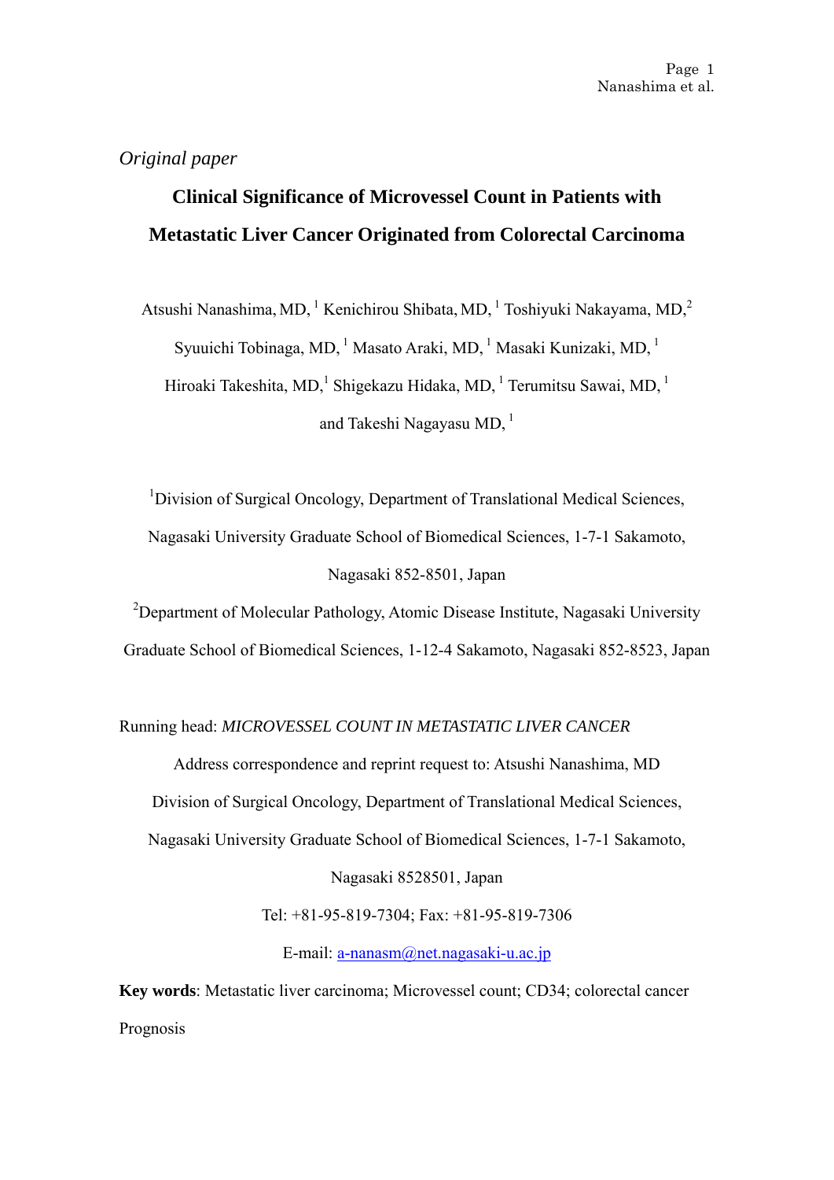*Original paper*

# Clinical Significance of Microvessel Count in Patients with Metastatic Liver Cancer Originated from Colorectal Carcinoma

Atsushi Nanashima, MD, [1] Kenichirou Shibata, MD, [1] Toshiyuki Nakayama, MD,[2] Syuuichi Tobinaga, MD, [1] Masato Araki, MD, [1] Masaki Kunizaki, MD, [1] Hiroaki Takeshita, MD,[1] Shigekazu Hidaka, MD, [1] Terumitsu Sawai, MD, [1] and Takeshi Nagayasu MD, [1]

[1]Division of Surgical Oncology, Department of Translational Medical Sciences, Nagasaki University Graduate School of Biomedical Sciences, 1-7-1 Sakamoto, Nagasaki 852-8501, Japan

[2]Department of Molecular Pathology, Atomic Disease Institute, Nagasaki University Graduate School of Biomedical Sciences, 1-12-4 Sakamoto, Nagasaki 852-8523, Japan

Running head: *MICROVESSEL COUNT IN METASTATIC LIVER CANCER*

Address correspondence and reprint request to: Atsushi Nanashima, MD
Division of Surgical Oncology, Department of Translational Medical Sciences,
Nagasaki University Graduate School of Biomedical Sciences, 1-7-1 Sakamoto,
Nagasaki 8528501, Japan
Tel: +81-95-819-7304; Fax: +81-95-819-7306
E-mail: a-nanasm@net.nagasaki-u.ac.jp

**Key words**: Metastatic liver carcinoma; Microvessel count; CD34; colorectal cancer Prognosis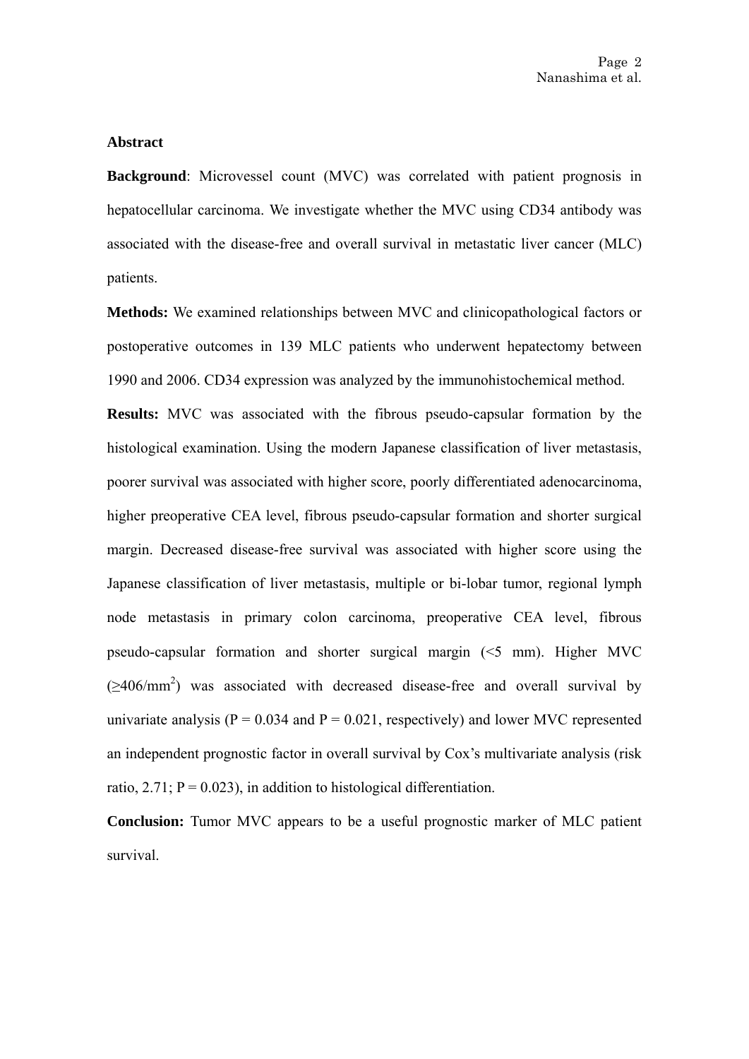## Abstract

**Background**: Microvessel count (MVC) was correlated with patient prognosis in hepatocellular carcinoma. We investigate whether the MVC using CD34 antibody was associated with the disease-free and overall survival in metastatic liver cancer (MLC) patients.

**Methods:** We examined relationships between MVC and clinicopathological factors or postoperative outcomes in 139 MLC patients who underwent hepatectomy between 1990 and 2006. CD34 expression was analyzed by the immunohistochemical method.

**Results:** MVC was associated with the fibrous pseudo-capsular formation by the histological examination. Using the modern Japanese classification of liver metastasis, poorer survival was associated with higher score, poorly differentiated adenocarcinoma, higher preoperative CEA level, fibrous pseudo-capsular formation and shorter surgical margin. Decreased disease-free survival was associated with higher score using the Japanese classification of liver metastasis, multiple or bi-lobar tumor, regional lymph node metastasis in primary colon carcinoma, preoperative CEA level, fibrous pseudo-capsular formation and shorter surgical margin (<5 mm). Higher MVC ($\geq$406/mm$^2$) was associated with decreased disease-free and overall survival by univariate analysis ($P = 0.034$ and $P = 0.021$, respectively) and lower MVC represented an independent prognostic factor in overall survival by Cox's multivariate analysis (risk ratio, 2.71; $P = 0.023$), in addition to histological differentiation.

**Conclusion:** Tumor MVC appears to be a useful prognostic marker of MLC patient survival.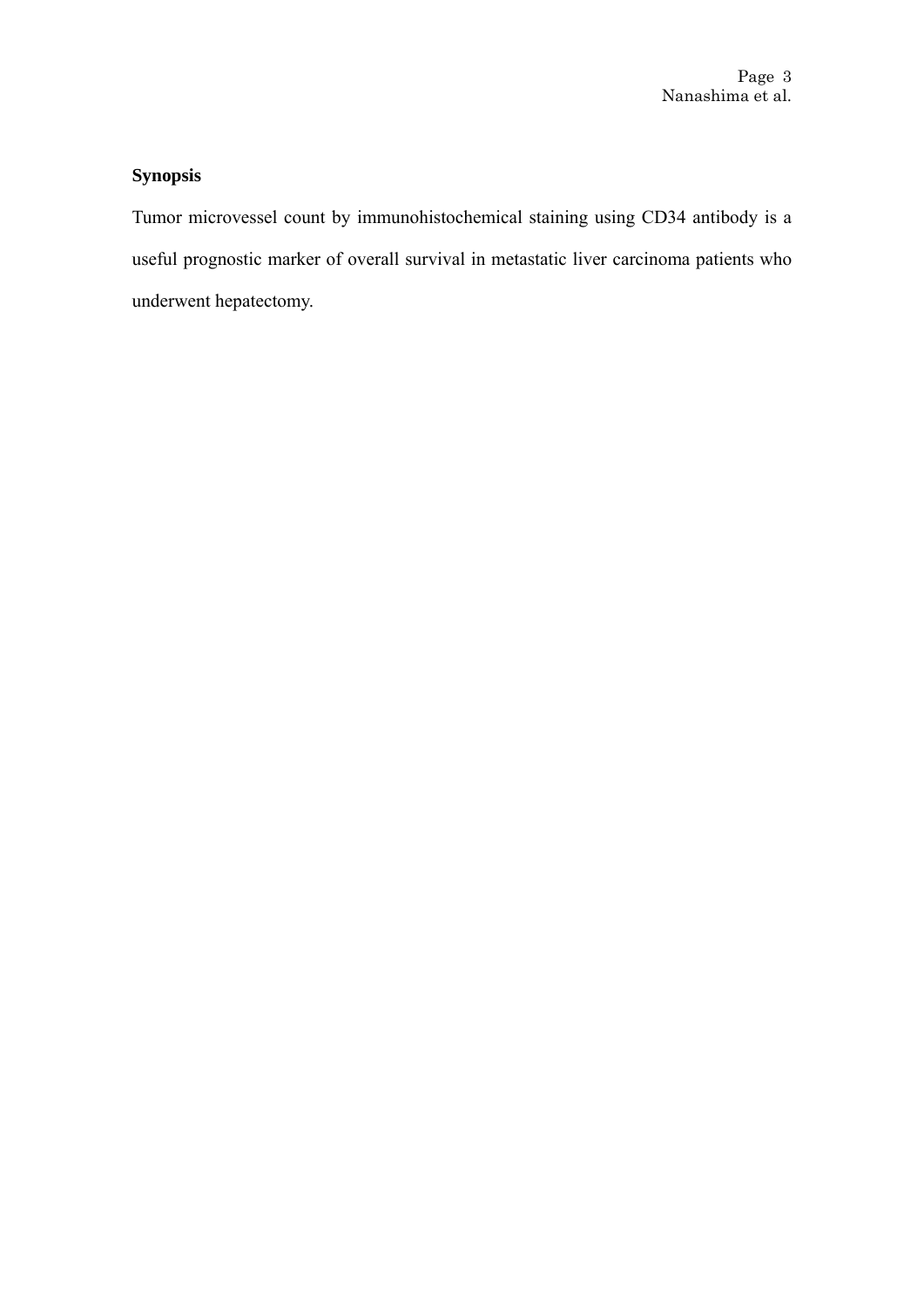## Synopsis

Tumor microvessel count by immunohistochemical staining using CD34 antibody is a useful prognostic marker of overall survival in metastatic liver carcinoma patients who underwent hepatectomy.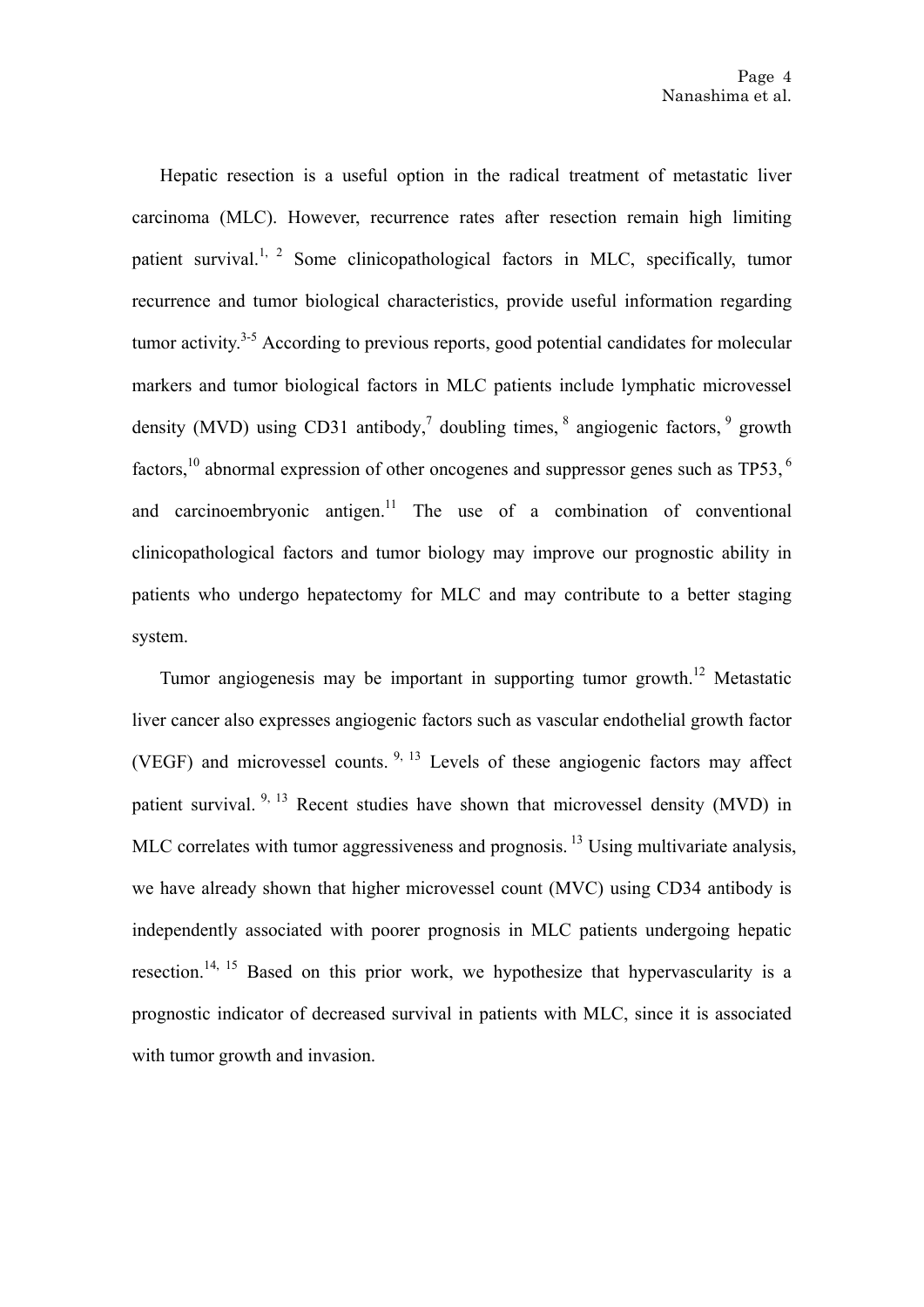Hepatic resection is a useful option in the radical treatment of metastatic liver carcinoma (MLC). However, recurrence rates after resection remain high limiting patient survival.[1, 2] Some clinicopathological factors in MLC, specifically, tumor recurrence and tumor biological characteristics, provide useful information regarding tumor activity.[3-5] According to previous reports, good potential candidates for molecular markers and tumor biological factors in MLC patients include lymphatic microvessel density (MVD) using CD31 antibody,[7] doubling times,[8] angiogenic factors,[9] growth factors,[10] abnormal expression of other oncogenes and suppressor genes such as TP53,[6] and carcinoembryonic antigen.[11] The use of a combination of conventional clinicopathological factors and tumor biology may improve our prognostic ability in patients who undergo hepatectomy for MLC and may contribute to a better staging system.

Tumor angiogenesis may be important in supporting tumor growth.[12] Metastatic liver cancer also expresses angiogenic factors such as vascular endothelial growth factor (VEGF) and microvessel counts.[9, 13] Levels of these angiogenic factors may affect patient survival.[9, 13] Recent studies have shown that microvessel density (MVD) in MLC correlates with tumor aggressiveness and prognosis.[13] Using multivariate analysis, we have already shown that higher microvessel count (MVC) using CD34 antibody is independently associated with poorer prognosis in MLC patients undergoing hepatic resection.[14, 15] Based on this prior work, we hypothesize that hypervascularity is a prognostic indicator of decreased survival in patients with MLC, since it is associated with tumor growth and invasion.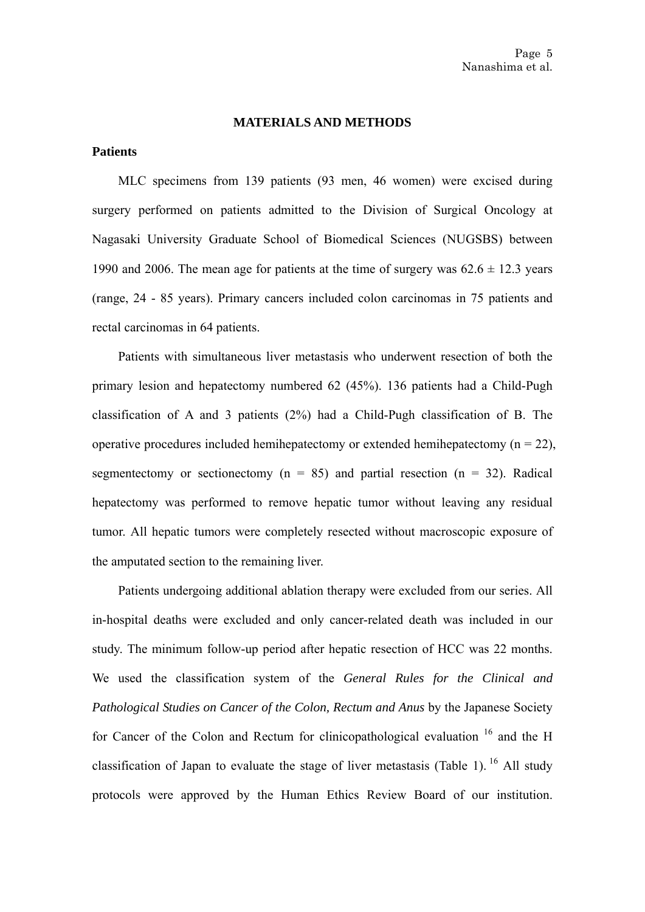## MATERIALS AND METHODS

### Patients

MLC specimens from 139 patients (93 men, 46 women) were excised during surgery performed on patients admitted to the Division of Surgical Oncology at Nagasaki University Graduate School of Biomedical Sciences (NUGSBS) between 1990 and 2006. The mean age for patients at the time of surgery was 62.6 ± 12.3 years (range, 24 - 85 years). Primary cancers included colon carcinomas in 75 patients and rectal carcinomas in 64 patients.

Patients with simultaneous liver metastasis who underwent resection of both the primary lesion and hepatectomy numbered 62 (45%). 136 patients had a Child-Pugh classification of A and 3 patients (2%) had a Child-Pugh classification of B. The operative procedures included hemihepatectomy or extended hemihepatectomy (n = 22), segmentectomy or sectionectomy (n = 85) and partial resection (n = 32). Radical hepatectomy was performed to remove hepatic tumor without leaving any residual tumor. All hepatic tumors were completely resected without macroscopic exposure of the amputated section to the remaining liver.

Patients undergoing additional ablation therapy were excluded from our series. All in-hospital deaths were excluded and only cancer-related death was included in our study. The minimum follow-up period after hepatic resection of HCC was 22 months. We used the classification system of the *General Rules for the Clinical and Pathological Studies on Cancer of the Colon, Rectum and Anus* by the Japanese Society for Cancer of the Colon and Rectum for clinicopathological evaluation [16] and the H classification of Japan to evaluate the stage of liver metastasis (Table 1). [16] All study protocols were approved by the Human Ethics Review Board of our institution.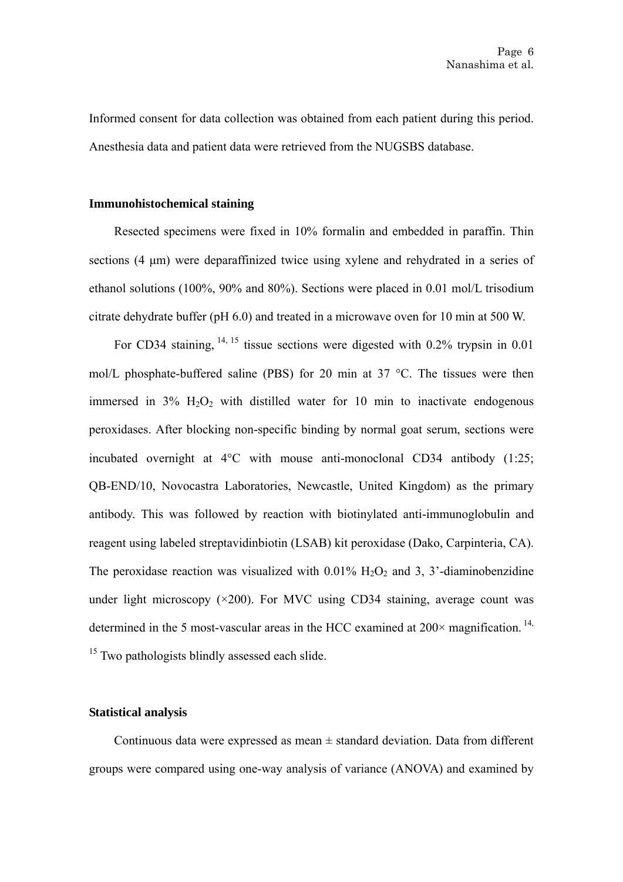Informed consent for data collection was obtained from each patient during this period. Anesthesia data and patient data were retrieved from the NUGSBS database.

### Immunohistochemical staining

Resected specimens were fixed in 10% formalin and embedded in paraffin. Thin sections (4 μm) were deparaffinized twice using xylene and rehydrated in a series of ethanol solutions (100%, 90% and 80%). Sections were placed in 0.01 mol/L trisodium citrate dehydrate buffer (pH 6.0) and treated in a microwave oven for 10 min at 500 W.

For CD34 staining,[14, 15] tissue sections were digested with 0.2% trypsin in 0.01 mol/L phosphate-buffered saline (PBS) for 20 min at 37 °C. The tissues were then immersed in 3% $H_2O_2$ with distilled water for 10 min to inactivate endogenous peroxidases. After blocking non-specific binding by normal goat serum, sections were incubated overnight at 4°C with mouse anti-monoclonal CD34 antibody (1:25; QB-END/10, Novocastra Laboratories, Newcastle, United Kingdom) as the primary antibody. This was followed by reaction with biotinylated anti-immunoglobulin and reagent using labeled streptavidinbiotin (LSAB) kit peroxidase (Dako, Carpinteria, CA). The peroxidase reaction was visualized with 0.01% $H_2O_2$ and 3, 3'-diaminobenzidine under light microscopy (×200). For MVC using CD34 staining, average count was determined in the 5 most-vascular areas in the HCC examined at 200× magnification.[14, 15] Two pathologists blindly assessed each slide.

### Statistical analysis

Continuous data were expressed as mean ± standard deviation. Data from different groups were compared using one-way analysis of variance (ANOVA) and examined by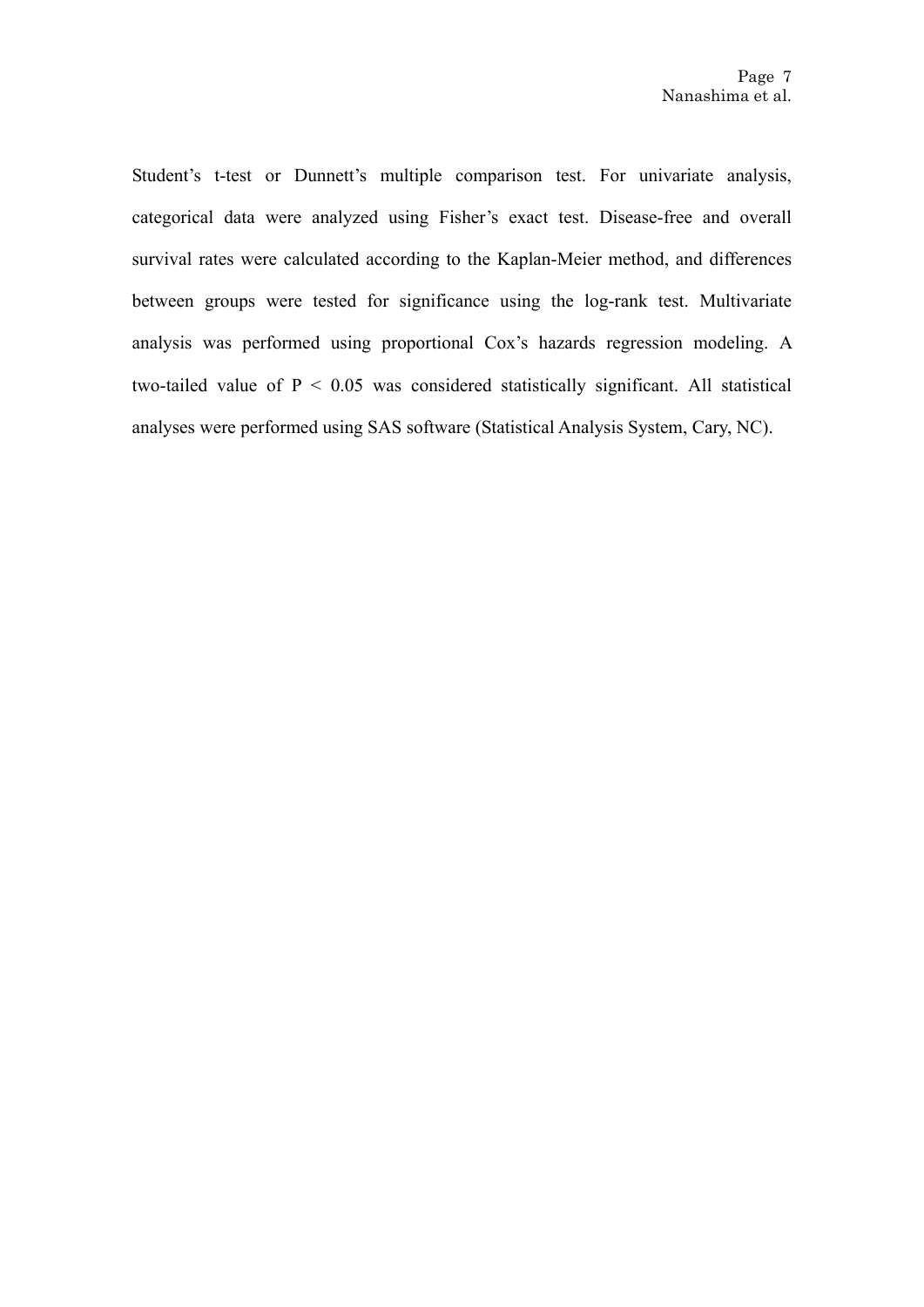Student's t-test or Dunnett's multiple comparison test. For univariate analysis, categorical data were analyzed using Fisher's exact test. Disease-free and overall survival rates were calculated according to the Kaplan-Meier method, and differences between groups were tested for significance using the log-rank test. Multivariate analysis was performed using proportional Cox's hazards regression modeling. A two-tailed value of $P < 0.05$ was considered statistically significant. All statistical analyses were performed using SAS software (Statistical Analysis System, Cary, NC).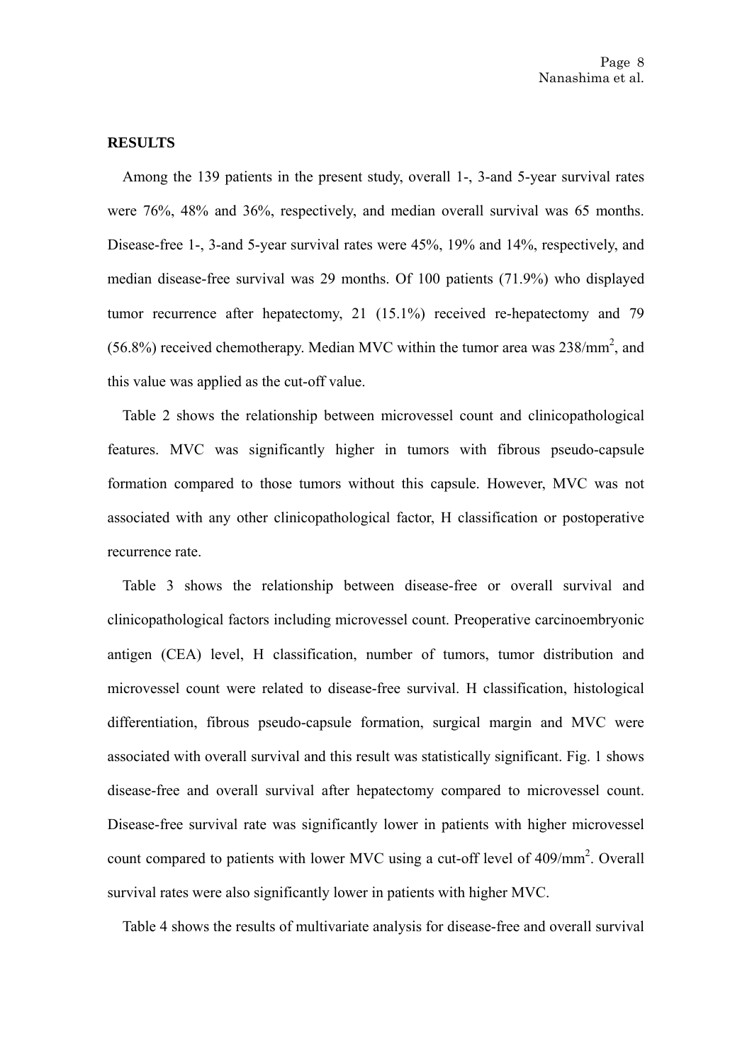**RESULTS**

Among the 139 patients in the present study, overall 1-, 3-and 5-year survival rates were 76%, 48% and 36%, respectively, and median overall survival was 65 months. Disease-free 1-, 3-and 5-year survival rates were 45%, 19% and 14%, respectively, and median disease-free survival was 29 months. Of 100 patients (71.9%) who displayed tumor recurrence after hepatectomy, 21 (15.1%) received re-hepatectomy and 79 (56.8%) received chemotherapy. Median MVC within the tumor area was 238/mm$^2$, and this value was applied as the cut-off value.

Table 2 shows the relationship between microvessel count and clinicopathological features. MVC was significantly higher in tumors with fibrous pseudo-capsule formation compared to those tumors without this capsule. However, MVC was not associated with any other clinicopathological factor, H classification or postoperative recurrence rate.

Table 3 shows the relationship between disease-free or overall survival and clinicopathological factors including microvessel count. Preoperative carcinoembryonic antigen (CEA) level, H classification, number of tumors, tumor distribution and microvessel count were related to disease-free survival. H classification, histological differentiation, fibrous pseudo-capsule formation, surgical margin and MVC were associated with overall survival and this result was statistically significant. Fig. 1 shows disease-free and overall survival after hepatectomy compared to microvessel count. Disease-free survival rate was significantly lower in patients with higher microvessel count compared to patients with lower MVC using a cut-off level of 409/mm$^2$. Overall survival rates were also significantly lower in patients with higher MVC.

Table 4 shows the results of multivariate analysis for disease-free and overall survival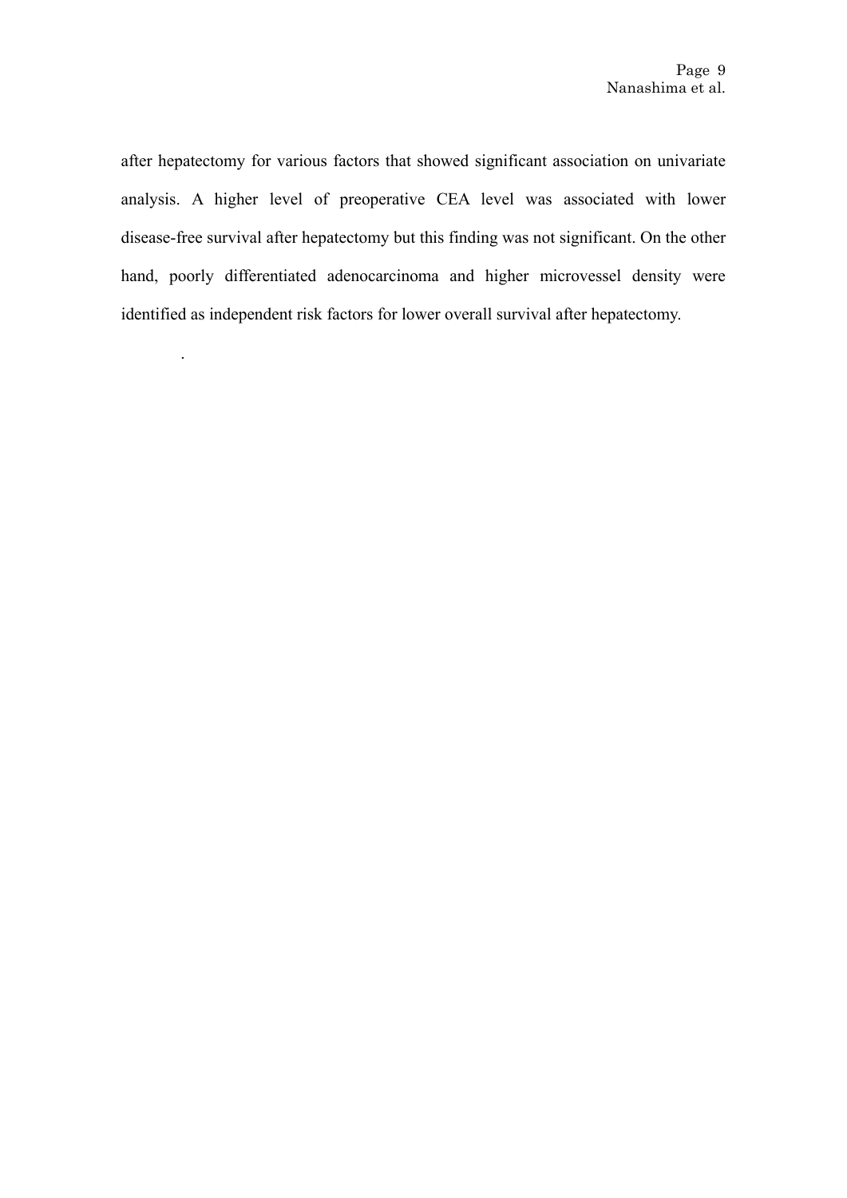after hepatectomy for various factors that showed significant association on univariate analysis. A higher level of preoperative CEA level was associated with lower disease-free survival after hepatectomy but this finding was not significant. On the other hand, poorly differentiated adenocarcinoma and higher microvessel density were identified as independent risk factors for lower overall survival after hepatectomy.

.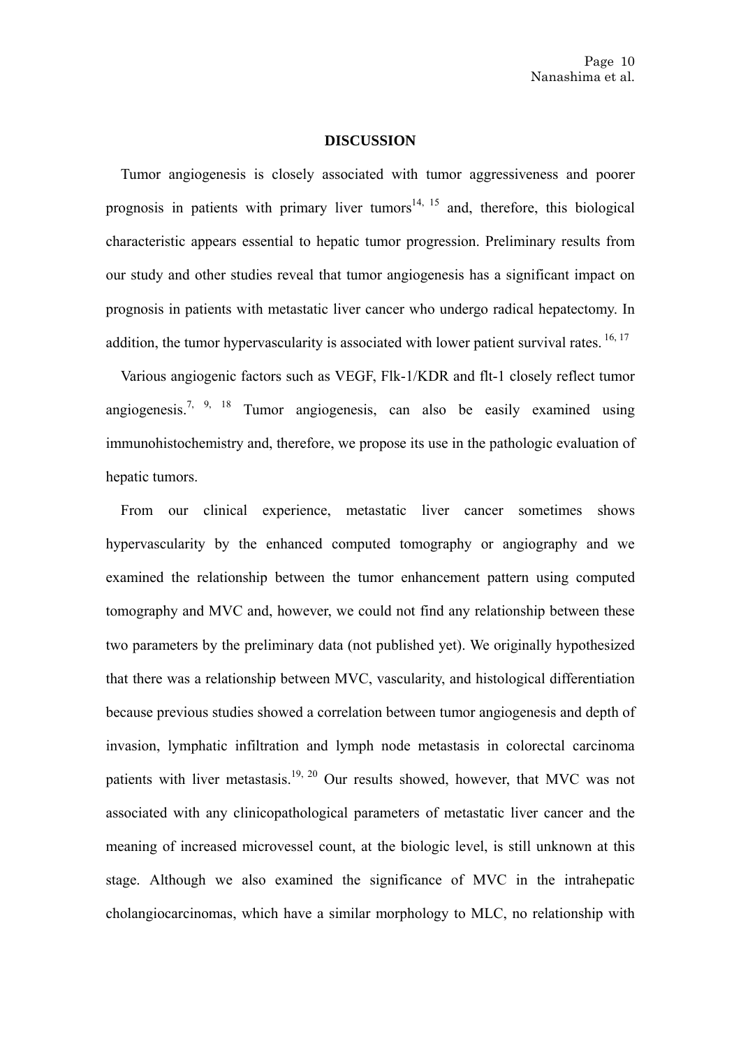## DISCUSSION

Tumor angiogenesis is closely associated with tumor aggressiveness and poorer prognosis in patients with primary liver tumors[14, 15] and, therefore, this biological characteristic appears essential to hepatic tumor progression. Preliminary results from our study and other studies reveal that tumor angiogenesis has a significant impact on prognosis in patients with metastatic liver cancer who undergo radical hepatectomy. In addition, the tumor hypervascularity is associated with lower patient survival rates.[16, 17]

Various angiogenic factors such as VEGF, Flk-1/KDR and flt-1 closely reflect tumor angiogenesis.[7, 9, 18] Tumor angiogenesis, can also be easily examined using immunohistochemistry and, therefore, we propose its use in the pathologic evaluation of hepatic tumors.

From our clinical experience, metastatic liver cancer sometimes shows hypervascularity by the enhanced computed tomography or angiography and we examined the relationship between the tumor enhancement pattern using computed tomography and MVC and, however, we could not find any relationship between these two parameters by the preliminary data (not published yet). We originally hypothesized that there was a relationship between MVC, vascularity, and histological differentiation because previous studies showed a correlation between tumor angiogenesis and depth of invasion, lymphatic infiltration and lymph node metastasis in colorectal carcinoma patients with liver metastasis.[19, 20] Our results showed, however, that MVC was not associated with any clinicopathological parameters of metastatic liver cancer and the meaning of increased microvessel count, at the biologic level, is still unknown at this stage. Although we also examined the significance of MVC in the intrahepatic cholangiocarcinomas, which have a similar morphology to MLC, no relationship with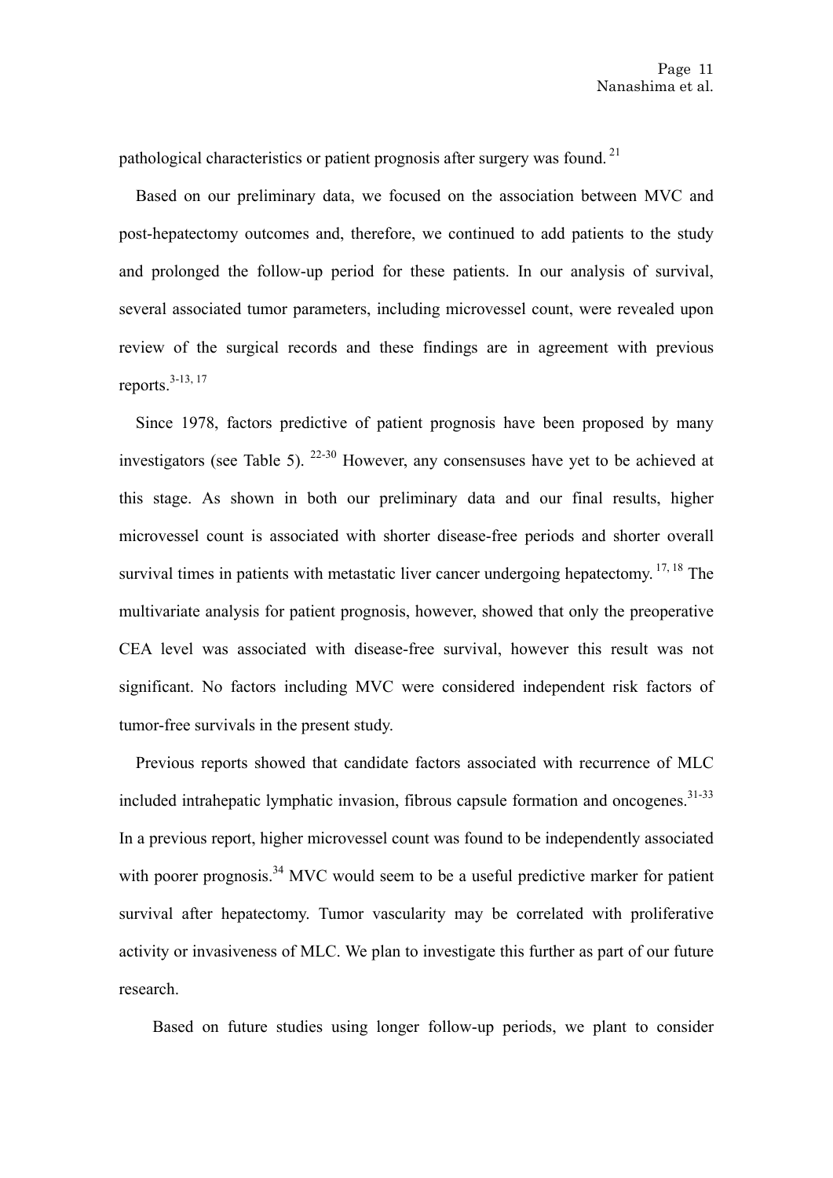pathological characteristics or patient prognosis after surgery was found.[21]

Based on our preliminary data, we focused on the association between MVC and post-hepatectomy outcomes and, therefore, we continued to add patients to the study and prolonged the follow-up period for these patients. In our analysis of survival, several associated tumor parameters, including microvessel count, were revealed upon review of the surgical records and these findings are in agreement with previous reports.[3-13, 17]

Since 1978, factors predictive of patient prognosis have been proposed by many investigators (see Table 5). [22-30] However, any consensuses have yet to be achieved at this stage. As shown in both our preliminary data and our final results, higher microvessel count is associated with shorter disease-free periods and shorter overall survival times in patients with metastatic liver cancer undergoing hepatectomy. [17, 18] The multivariate analysis for patient prognosis, however, showed that only the preoperative CEA level was associated with disease-free survival, however this result was not significant. No factors including MVC were considered independent risk factors of tumor-free survivals in the present study.

Previous reports showed that candidate factors associated with recurrence of MLC included intrahepatic lymphatic invasion, fibrous capsule formation and oncogenes.[31-33] In a previous report, higher microvessel count was found to be independently associated with poorer prognosis.[34] MVC would seem to be a useful predictive marker for patient survival after hepatectomy. Tumor vascularity may be correlated with proliferative activity or invasiveness of MLC. We plan to investigate this further as part of our future research.

Based on future studies using longer follow-up periods, we plant to consider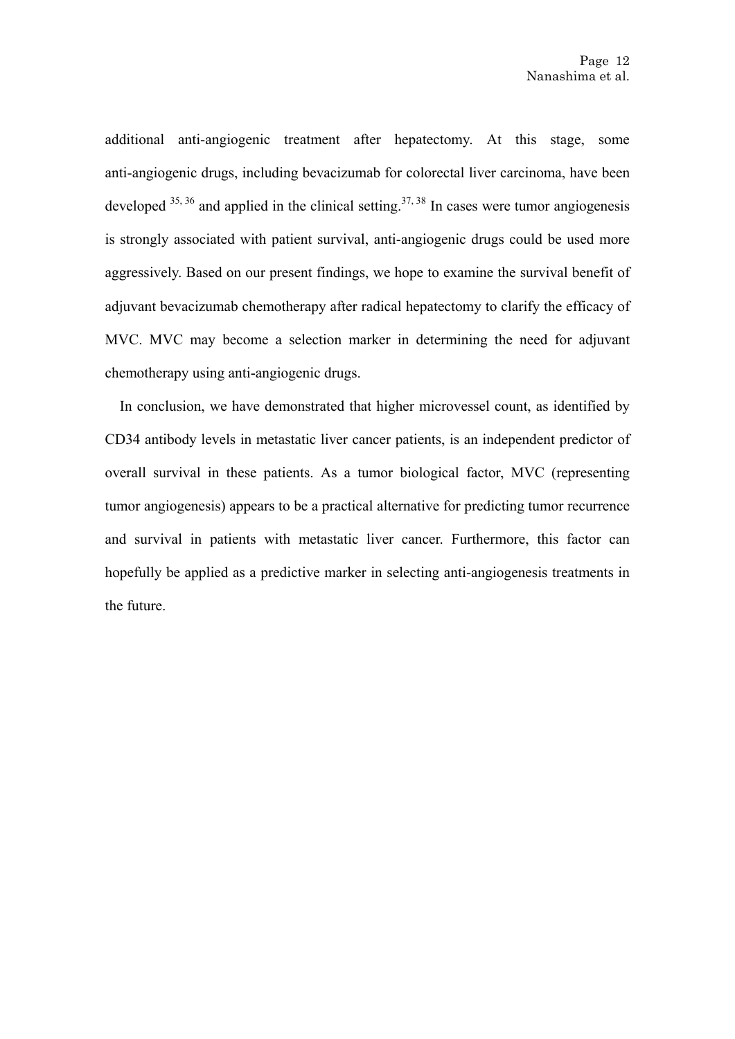additional anti-angiogenic treatment after hepatectomy. At this stage, some anti-angiogenic drugs, including bevacizumab for colorectal liver carcinoma, have been developed [35, 36] and applied in the clinical setting.[37, 38] In cases were tumor angiogenesis is strongly associated with patient survival, anti-angiogenic drugs could be used more aggressively. Based on our present findings, we hope to examine the survival benefit of adjuvant bevacizumab chemotherapy after radical hepatectomy to clarify the efficacy of MVC. MVC may become a selection marker in determining the need for adjuvant chemotherapy using anti-angiogenic drugs.

In conclusion, we have demonstrated that higher microvessel count, as identified by CD34 antibody levels in metastatic liver cancer patients, is an independent predictor of overall survival in these patients. As a tumor biological factor, MVC (representing tumor angiogenesis) appears to be a practical alternative for predicting tumor recurrence and survival in patients with metastatic liver cancer. Furthermore, this factor can hopefully be applied as a predictive marker in selecting anti-angiogenesis treatments in the future.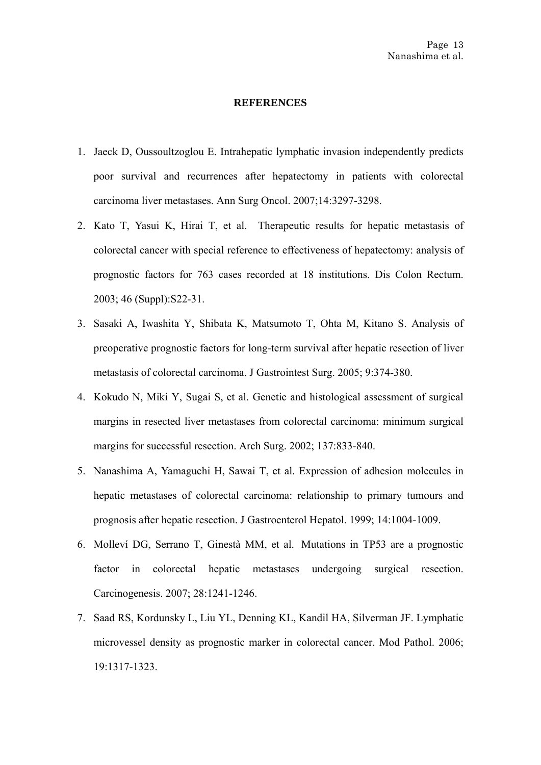## REFERENCES

1. Jaeck D, Oussoultzoglou E. Intrahepatic lymphatic invasion independently predicts poor survival and recurrences after hepatectomy in patients with colorectal carcinoma liver metastases. Ann Surg Oncol. 2007;14:3297-3298.
2. Kato T, Yasui K, Hirai T, et al. Therapeutic results for hepatic metastasis of colorectal cancer with special reference to effectiveness of hepatectomy: analysis of prognostic factors for 763 cases recorded at 18 institutions. Dis Colon Rectum. 2003; 46 (Suppl):S22-31.
3. Sasaki A, Iwashita Y, Shibata K, Matsumoto T, Ohta M, Kitano S. Analysis of preoperative prognostic factors for long-term survival after hepatic resection of liver metastasis of colorectal carcinoma. J Gastrointest Surg. 2005; 9:374-380.
4. Kokudo N, Miki Y, Sugai S, et al. Genetic and histological assessment of surgical margins in resected liver metastases from colorectal carcinoma: minimum surgical margins for successful resection. Arch Surg. 2002; 137:833-840.
5. Nanashima A, Yamaguchi H, Sawai T, et al. Expression of adhesion molecules in hepatic metastases of colorectal carcinoma: relationship to primary tumours and prognosis after hepatic resection. J Gastroenterol Hepatol. 1999; 14:1004-1009.
6. Molleví DG, Serrano T, Ginestà MM, et al. Mutations in TP53 are a prognostic factor in colorectal hepatic metastases undergoing surgical resection. Carcinogenesis. 2007; 28:1241-1246.
7. Saad RS, Kordunsky L, Liu YL, Denning KL, Kandil HA, Silverman JF. Lymphatic microvessel density as prognostic marker in colorectal cancer. Mod Pathol. 2006; 19:1317-1323.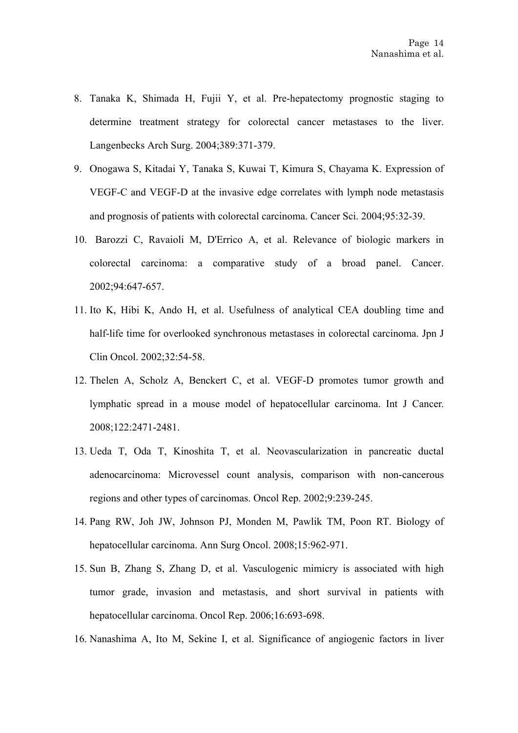8. Tanaka K, Shimada H, Fujii Y, et al. Pre-hepatectomy prognostic staging to determine treatment strategy for colorectal cancer metastases to the liver. Langenbecks Arch Surg. 2004;389:371-379.
9. Onogawa S, Kitadai Y, Tanaka S, Kuwai T, Kimura S, Chayama K. Expression of VEGF-C and VEGF-D at the invasive edge correlates with lymph node metastasis and prognosis of patients with colorectal carcinoma. Cancer Sci. 2004;95:32-39.
10. Barozzi C, Ravaioli M, D'Errico A, et al. Relevance of biologic markers in colorectal carcinoma: a comparative study of a broad panel. Cancer. 2002;94:647-657.
11. Ito K, Hibi K, Ando H, et al. Usefulness of analytical CEA doubling time and half-life time for overlooked synchronous metastases in colorectal carcinoma. Jpn J Clin Oncol. 2002;32:54-58.
12. Thelen A, Scholz A, Benckert C, et al. VEGF-D promotes tumor growth and lymphatic spread in a mouse model of hepatocellular carcinoma. Int J Cancer. 2008;122:2471-2481.
13. Ueda T, Oda T, Kinoshita T, et al. Neovascularization in pancreatic ductal adenocarcinoma: Microvessel count analysis, comparison with non-cancerous regions and other types of carcinomas. Oncol Rep. 2002;9:239-245.
14. Pang RW, Joh JW, Johnson PJ, Monden M, Pawlik TM, Poon RT. Biology of hepatocellular carcinoma. Ann Surg Oncol. 2008;15:962-971.
15. Sun B, Zhang S, Zhang D, et al. Vasculogenic mimicry is associated with high tumor grade, invasion and metastasis, and short survival in patients with hepatocellular carcinoma. Oncol Rep. 2006;16:693-698.
16. Nanashima A, Ito M, Sekine I, et al. Significance of angiogenic factors in liver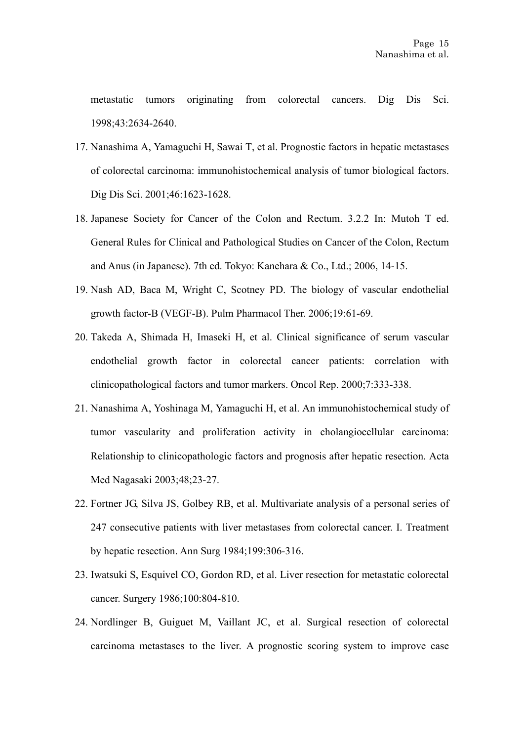metastatic tumors originating from colorectal cancers. Dig Dis Sci. 1998;43:2634-2640.

17. Nanashima A, Yamaguchi H, Sawai T, et al. Prognostic factors in hepatic metastases of colorectal carcinoma: immunohistochemical analysis of tumor biological factors. Dig Dis Sci. 2001;46:1623-1628.
18. Japanese Society for Cancer of the Colon and Rectum. 3.2.2 In: Mutoh T ed. General Rules for Clinical and Pathological Studies on Cancer of the Colon, Rectum and Anus (in Japanese). 7th ed. Tokyo: Kanehara & Co., Ltd.; 2006, 14-15.
19. Nash AD, Baca M, Wright C, Scotney PD. The biology of vascular endothelial growth factor-B (VEGF-B). Pulm Pharmacol Ther. 2006;19:61-69.
20. Takeda A, Shimada H, Imaseki H, et al. Clinical significance of serum vascular endothelial growth factor in colorectal cancer patients: correlation with clinicopathological factors and tumor markers. Oncol Rep. 2000;7:333-338.
21. Nanashima A, Yoshinaga M, Yamaguchi H, et al. An immunohistochemical study of tumor vascularity and proliferation activity in cholangiocellular carcinoma: Relationship to clinicopathologic factors and prognosis after hepatic resection. Acta Med Nagasaki 2003;48;23-27.
22. Fortner JG, Silva JS, Golbey RB, et al. Multivariate analysis of a personal series of 247 consecutive patients with liver metastases from colorectal cancer. I. Treatment by hepatic resection. Ann Surg 1984;199:306-316.
23. Iwatsuki S, Esquivel CO, Gordon RD, et al. Liver resection for metastatic colorectal cancer. Surgery 1986;100:804-810.
24. Nordlinger B, Guiguet M, Vaillant JC, et al. Surgical resection of colorectal carcinoma metastases to the liver. A prognostic scoring system to improve case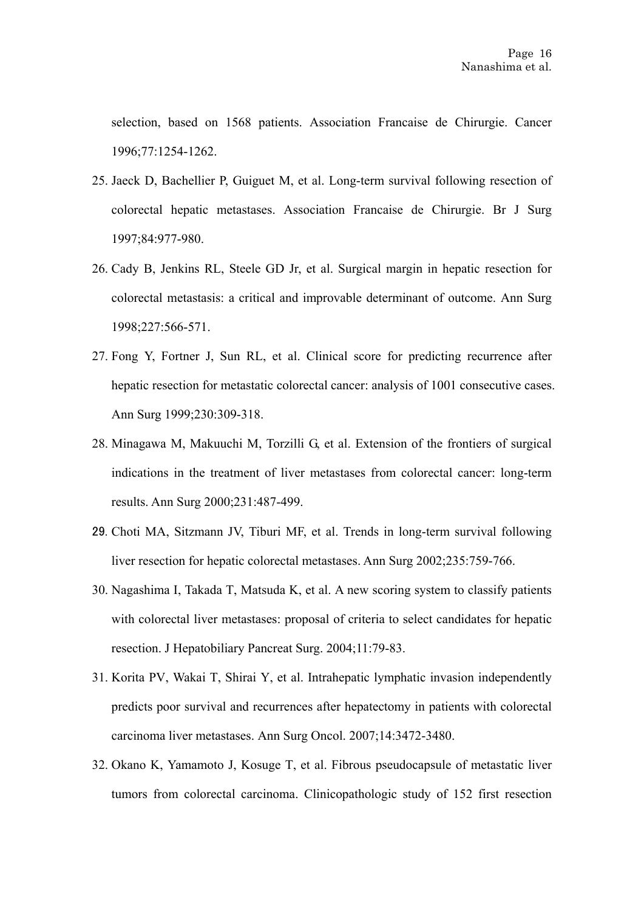selection, based on 1568 patients. Association Francaise de Chirurgie. Cancer 1996;77:1254-1262.

25. Jaeck D, Bachellier P, Guiguet M, et al. Long-term survival following resection of colorectal hepatic metastases. Association Francaise de Chirurgie. Br J Surg 1997;84:977-980.
26. Cady B, Jenkins RL, Steele GD Jr, et al. Surgical margin in hepatic resection for colorectal metastasis: a critical and improvable determinant of outcome. Ann Surg 1998;227:566-571.
27. Fong Y, Fortner J, Sun RL, et al. Clinical score for predicting recurrence after hepatic resection for metastatic colorectal cancer: analysis of 1001 consecutive cases. Ann Surg 1999;230:309-318.
28. Minagawa M, Makuuchi M, Torzilli G, et al. Extension of the frontiers of surgical indications in the treatment of liver metastases from colorectal cancer: long-term results. Ann Surg 2000;231:487-499.
29. Choti MA, Sitzmann JV, Tiburi MF, et al. Trends in long-term survival following liver resection for hepatic colorectal metastases. Ann Surg 2002;235:759-766.
30. Nagashima I, Takada T, Matsuda K, et al. A new scoring system to classify patients with colorectal liver metastases: proposal of criteria to select candidates for hepatic resection. J Hepatobiliary Pancreat Surg. 2004;11:79-83.
31. Korita PV, Wakai T, Shirai Y, et al. Intrahepatic lymphatic invasion independently predicts poor survival and recurrences after hepatectomy in patients with colorectal carcinoma liver metastases. Ann Surg Oncol. 2007;14:3472-3480.
32. Okano K, Yamamoto J, Kosuge T, et al. Fibrous pseudocapsule of metastatic liver tumors from colorectal carcinoma. Clinicopathologic study of 152 first resection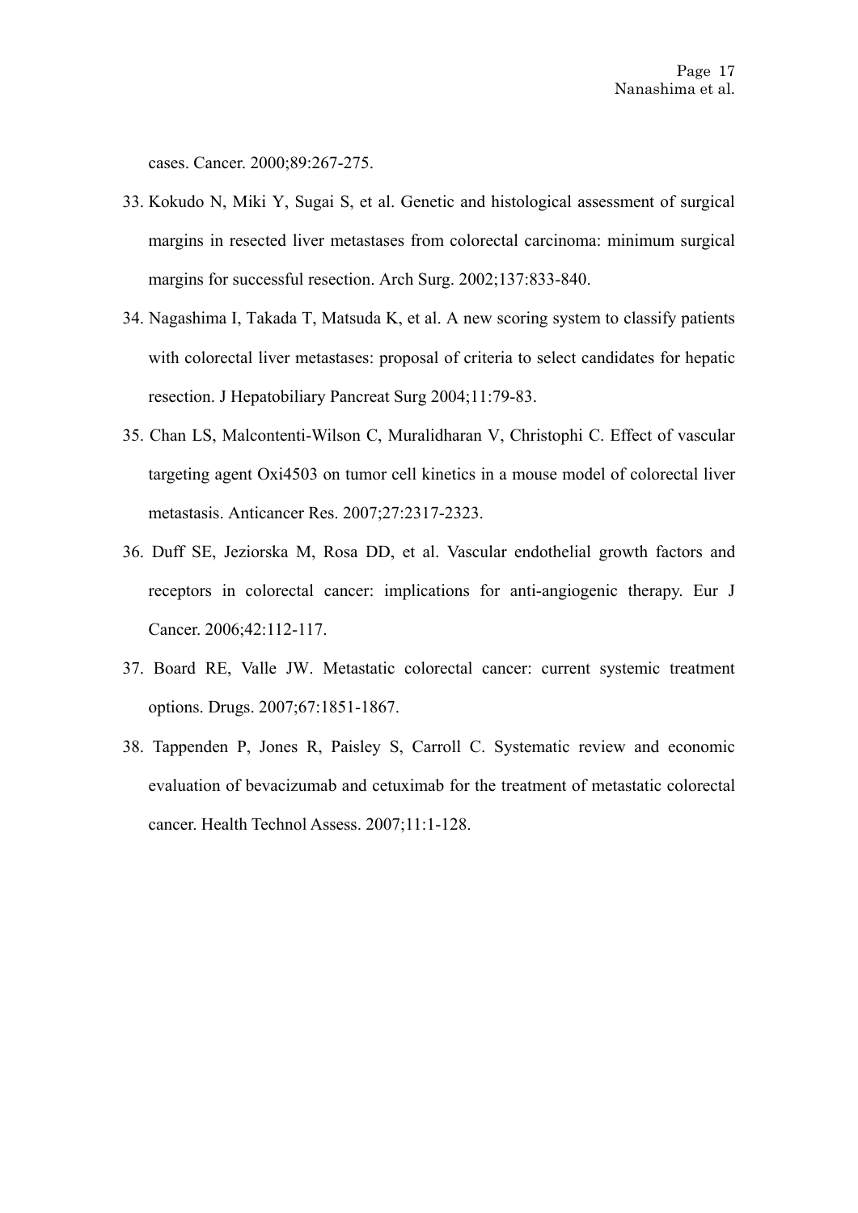cases. Cancer. 2000;89:267-275.

33. Kokudo N, Miki Y, Sugai S, et al. Genetic and histological assessment of surgical margins in resected liver metastases from colorectal carcinoma: minimum surgical margins for successful resection. Arch Surg. 2002;137:833-840.

34. Nagashima I, Takada T, Matsuda K, et al. A new scoring system to classify patients with colorectal liver metastases: proposal of criteria to select candidates for hepatic resection. J Hepatobiliary Pancreat Surg 2004;11:79-83.

35. Chan LS, Malcontenti-Wilson C, Muralidharan V, Christophi C. Effect of vascular targeting agent Oxi4503 on tumor cell kinetics in a mouse model of colorectal liver metastasis. Anticancer Res. 2007;27:2317-2323.

36. Duff SE, Jeziorska M, Rosa DD, et al. Vascular endothelial growth factors and receptors in colorectal cancer: implications for anti-angiogenic therapy. Eur J Cancer. 2006;42:112-117.

37. Board RE, Valle JW. Metastatic colorectal cancer: current systemic treatment options. Drugs. 2007;67:1851-1867.

38. Tappenden P, Jones R, Paisley S, Carroll C. Systematic review and economic evaluation of bevacizumab and cetuximab for the treatment of metastatic colorectal cancer. Health Technol Assess. 2007;11:1-128.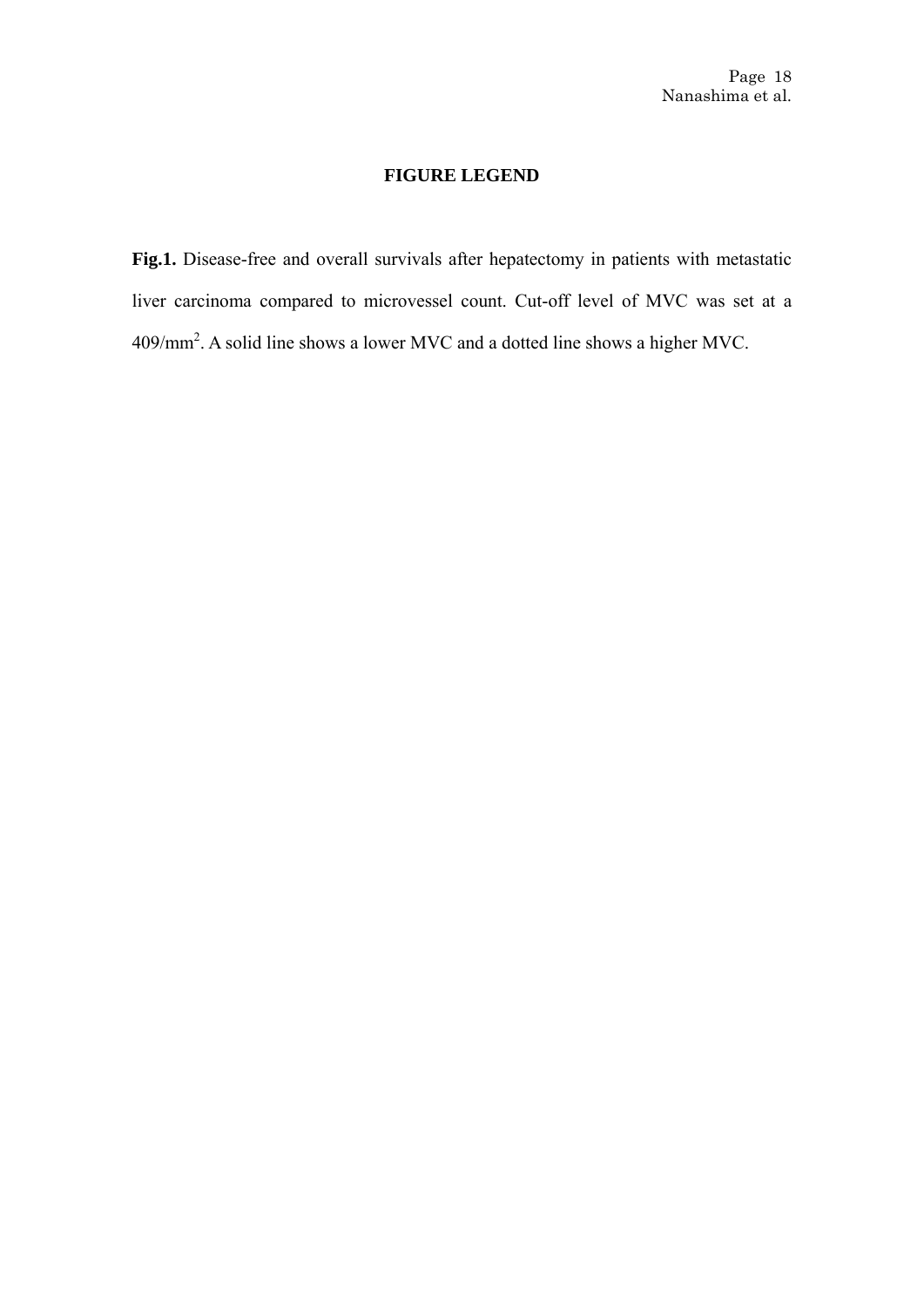## FIGURE LEGEND

**Fig.1.** Disease-free and overall survivals after hepatectomy in patients with metastatic liver carcinoma compared to microvessel count. Cut-off level of MVC was set at a $409/mm^2$. A solid line shows a lower MVC and a dotted line shows a higher MVC.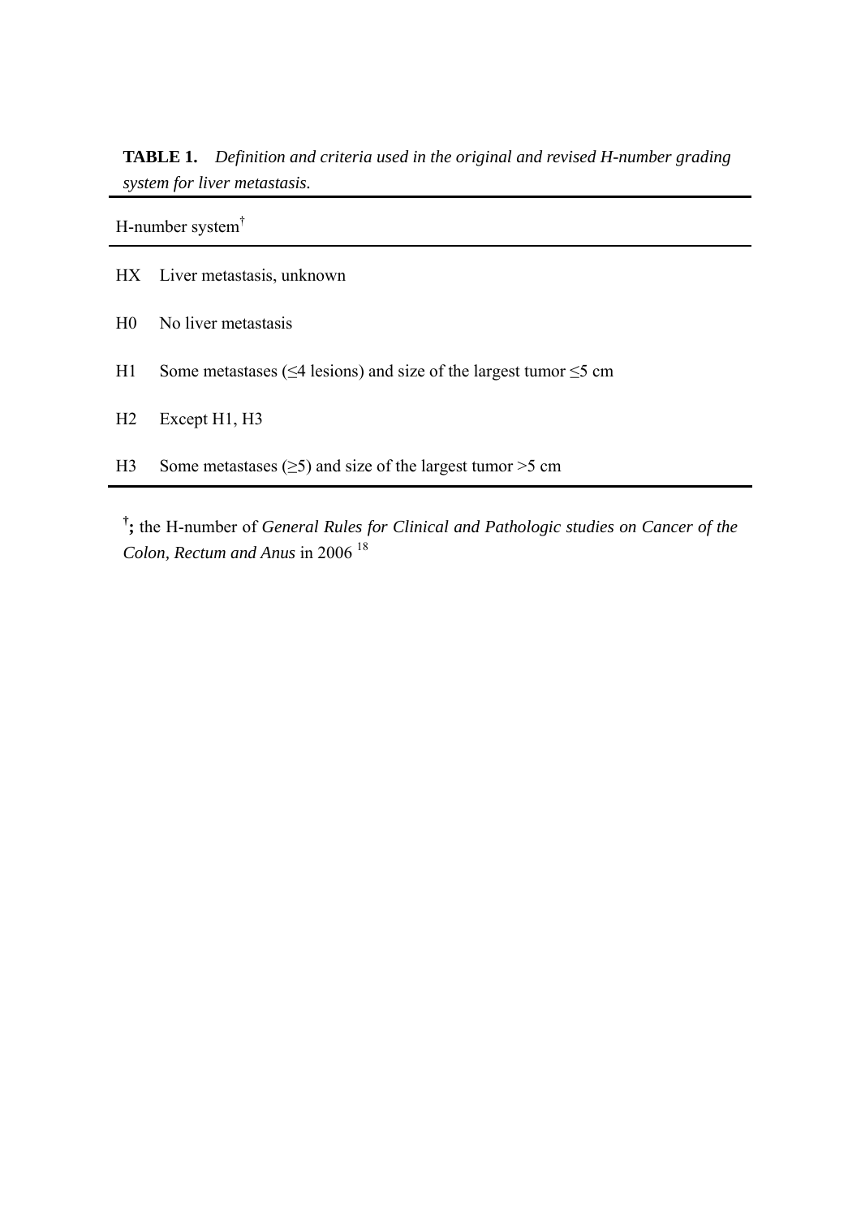**TABLE 1.** *Definition and criteria used in the original and revised H-number grading system for liver metastasis.*

| H-number system† | |
|---|---|
| HX | Liver metastasis, unknown |
| H0 | No liver metastasis |
| H1 | Some metastases (≤4 lesions) and size of the largest tumor ≤5 cm |
| H2 | Except H1, H3 |
| H3 | Some metastases (≥5) and size of the largest tumor >5 cm |

**†;** the H-number of *General Rules for Clinical and Pathologic studies on Cancer of the Colon, Rectum and Anus* in 2006 [18]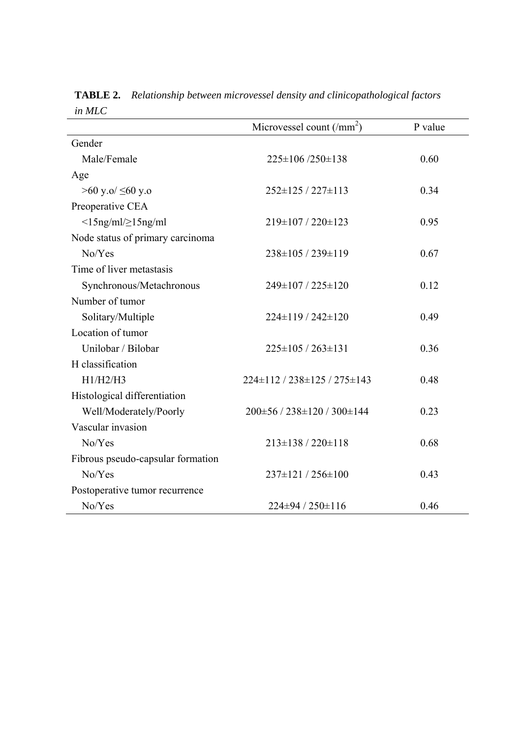**TABLE 2.** *Relationship between microvessel density and clinicopathological factors in MLC*

| | Microvessel count (/mm$^2$) | P value |
|---|---|---|
| Gender | | |
| Male/Female | 225±106 /250±138 | 0.60 |
| Age | | |
| >60 y.o/ ≤60 y.o | 252±125 / 227±113 | 0.34 |
| Preoperative CEA | | |
| <15ng/ml/≥15ng/ml | 219±107 / 220±123 | 0.95 |
| Node status of primary carcinoma | | |
| No/Yes | 238±105 / 239±119 | 0.67 |
| Time of liver metastasis | | |
| Synchronous/Metachronous | 249±107 / 225±120 | 0.12 |
| Number of tumor | | |
| Solitary/Multiple | 224±119 / 242±120 | 0.49 |
| Location of tumor | | |
| Unilobar / Bilobar | 225±105 / 263±131 | 0.36 |
| H classification | | |
| H1/H2/H3 | 224±112 / 238±125 / 275±143 | 0.48 |
| Histological differentiation | | |
| Well/Moderately/Poorly | 200±56 / 238±120 / 300±144 | 0.23 |
| Vascular invasion | | |
| No/Yes | 213±138 / 220±118 | 0.68 |
| Fibrous pseudo-capsular formation | | |
| No/Yes | 237±121 / 256±100 | 0.43 |
| Postoperative tumor recurrence | | |
| No/Yes | 224±94 / 250±116 | 0.46 |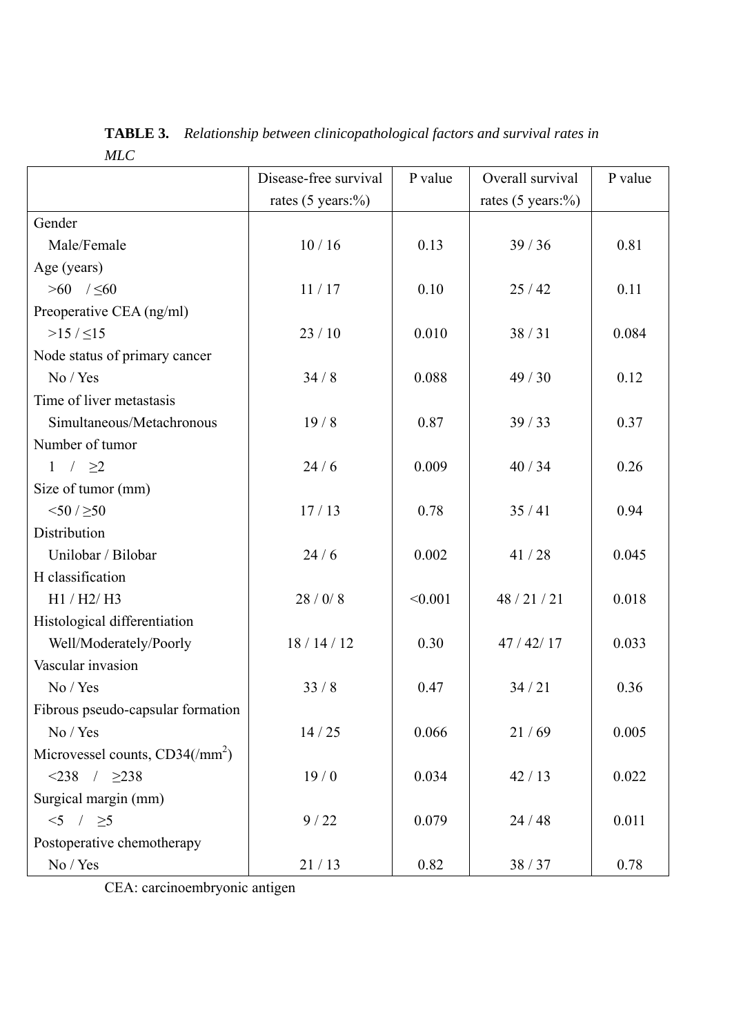**TABLE 3.** *Relationship between clinicopathological factors and survival rates in MLC*

| | Disease-free survival rates (5 years:%) | P value | Overall survival rates (5 years:%) | P value |
|---|---|---|---|---|
| Gender | | | | |
| Male/Female | 10 / 16 | 0.13 | 39 / 36 | 0.81 |
| Age (years) | | | | |
| >60 / ≤60 | 11 / 17 | 0.10 | 25 / 42 | 0.11 |
| Preoperative CEA (ng/ml) | | | | |
| >15 / ≤15 | 23 / 10 | 0.010 | 38 / 31 | 0.084 |
| Node status of primary cancer | | | | |
| No / Yes | 34 / 8 | 0.088 | 49 / 30 | 0.12 |
| Time of liver metastasis | | | | |
| Simultaneous/Metachronous | 19 / 8 | 0.87 | 39 / 33 | 0.37 |
| Number of tumor | | | | |
| 1 / ≥2 | 24 / 6 | 0.009 | 40 / 34 | 0.26 |
| Size of tumor (mm) | | | | |
| <50 / ≥50 | 17 / 13 | 0.78 | 35 / 41 | 0.94 |
| Distribution | | | | |
| Unilobar / Bilobar | 24 / 6 | 0.002 | 41 / 28 | 0.045 |
| H classification | | | | |
| H1 / H2/ H3 | 28 / 0/ 8 | <0.001 | 48 / 21 / 21 | 0.018 |
| Histological differentiation | | | | |
| Well/Moderately/Poorly | 18 / 14 / 12 | 0.30 | 47 / 42/ 17 | 0.033 |
| Vascular invasion | | | | |
| No / Yes | 33 / 8 | 0.47 | 34 / 21 | 0.36 |
| Fibrous pseudo-capsular formation | | | | |
| No / Yes | 14 / 25 | 0.066 | 21 / 69 | 0.005 |
| Microvessel counts, CD34(/mm$^2$) | | | | |
| <238 / ≥238 | 19 / 0 | 0.034 | 42 / 13 | 0.022 |
| Surgical margin (mm) | | | | |
| <5 / ≥5 | 9 / 22 | 0.079 | 24 / 48 | 0.011 |
| Postoperative chemotherapy | | | | |
| No / Yes | 21 / 13 | 0.82 | 38 / 37 | 0.78 |

CEA: carcinoembryonic antigen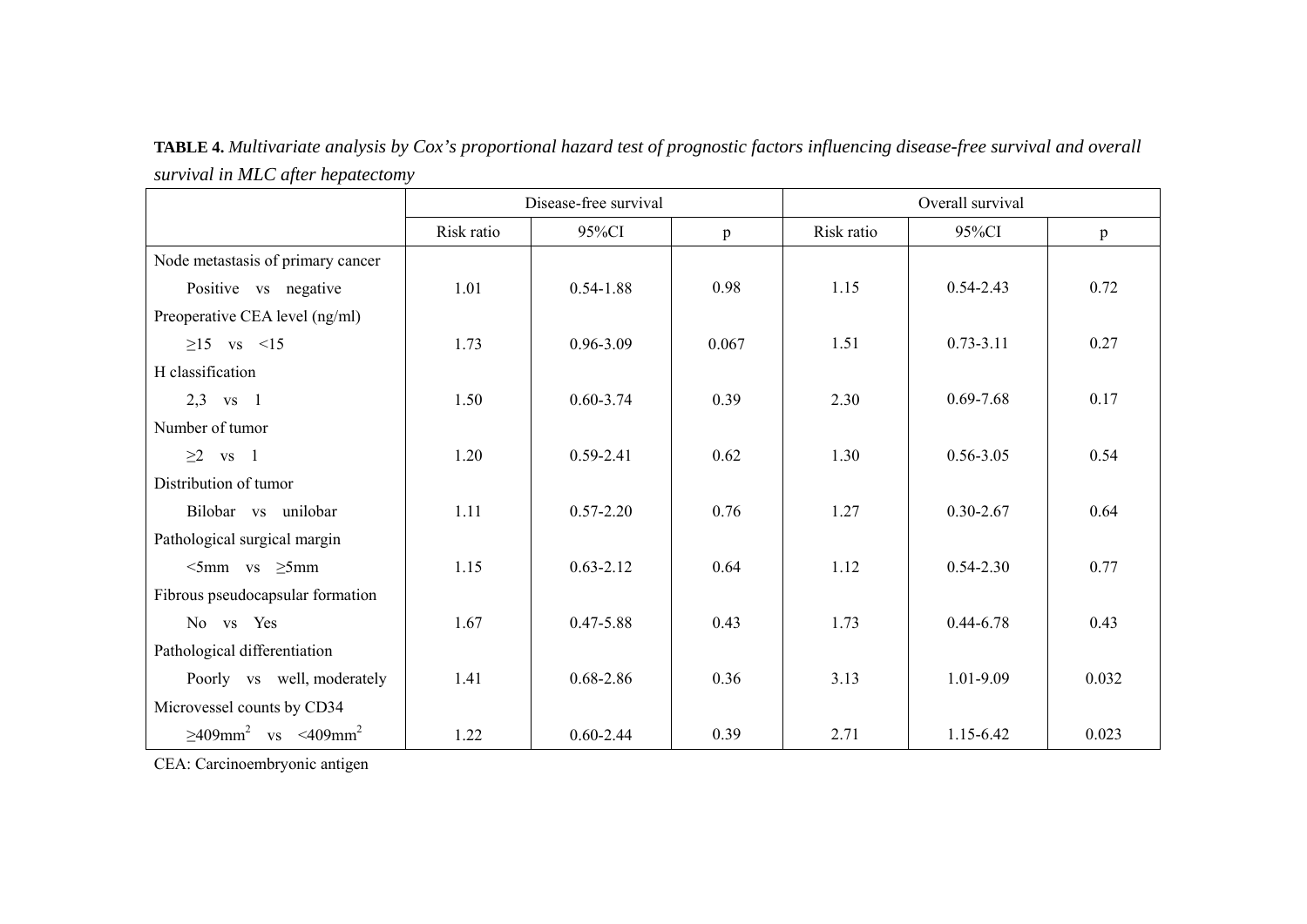**TABLE 4.** *Multivariate analysis by Cox's proportional hazard test of prognostic factors influencing disease-free survival and overall survival in MLC after hepatectomy*

| | Disease-free survival | | | Overall survival | | |
|---|---|---|---|---|---|---|
| | Risk ratio | 95%CI | p | Risk ratio | 95%CI | p |
| Node metastasis of primary cancer | | | | | | |
| Positive vs negative | 1.01 | 0.54-1.88 | 0.98 | 1.15 | 0.54-2.43 | 0.72 |
| Preoperative CEA level (ng/ml) | | | | | | |
| ≥15 vs <15 | 1.73 | 0.96-3.09 | 0.067 | 1.51 | 0.73-3.11 | 0.27 |
| H classification | | | | | | |
| 2,3 vs 1 | 1.50 | 0.60-3.74 | 0.39 | 2.30 | 0.69-7.68 | 0.17 |
| Number of tumor | | | | | | |
| ≥2 vs 1 | 1.20 | 0.59-2.41 | 0.62 | 1.30 | 0.56-3.05 | 0.54 |
| Distribution of tumor | | | | | | |
| Bilobar vs unilobar | 1.11 | 0.57-2.20 | 0.76 | 1.27 | 0.30-2.67 | 0.64 |
| Pathological surgical margin | | | | | | |
| <5mm vs ≥5mm | 1.15 | 0.63-2.12 | 0.64 | 1.12 | 0.54-2.30 | 0.77 |
| Fibrous pseudocapsular formation | | | | | | |
| No vs Yes | 1.67 | 0.47-5.88 | 0.43 | 1.73 | 0.44-6.78 | 0.43 |
| Pathological differentiation | | | | | | |
| Poorly vs well, moderately | 1.41 | 0.68-2.86 | 0.36 | 3.13 | 1.01-9.09 | 0.032 |
| Microvessel counts by CD34 | | | | | | |
| ≥409mm$^2$ vs <409mm$^2$ | 1.22 | 0.60-2.44 | 0.39 | 2.71 | 1.15-6.42 | 0.023 |

CEA: Carcinoembryonic antigen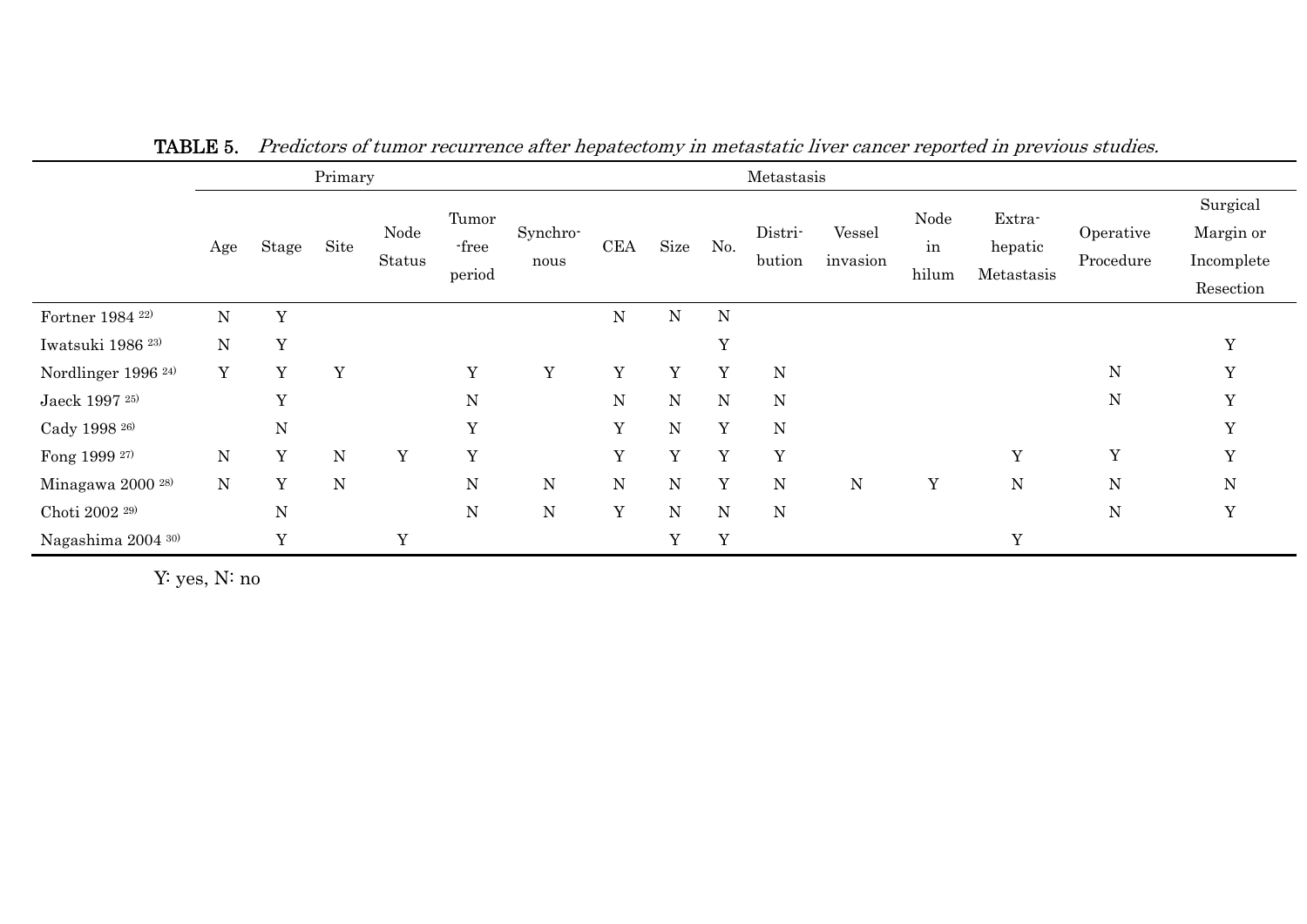**TABLE 5.** *Predictors of tumor recurrence after hepatectomy in metastatic liver cancer reported in previous studies.*

| | Primary | | | | | | Metastasis | | | | | | | | |
|---|---|---|---|---|---|---|---|---|---|---|---|---|---|---|---|
| | Age | Stage | Site | Node Status | Tumor-free period | Synchronous | CEA | Size | No. | Distribution | Vessel invasion | Node in hilum | Extra-hepatic Metastasis | Operative Procedure | Surgical Margin or Incomplete Resection |
| Fortner 1984 [22] | N | Y | | | | | N | N | N | | | | | | |
| Iwatsuki 1986 [23] | N | Y | | | | | | | Y | | | | | | Y |
| Nordlinger 1996 [24] | Y | Y | Y | | Y | Y | Y | Y | Y | N | | | | N | Y |
| Jaeck 1997 [25] | | Y | | | N | | N | N | N | N | | | | N | Y |
| Cady 1998 [26] | | N | | | Y | | Y | N | Y | N | | | | | Y |
| Fong 1999 [27] | N | Y | N | Y | Y | | Y | Y | Y | Y | | | Y | Y | Y |
| Minagawa 2000 [28] | N | Y | N | | N | N | N | N | Y | N | N | Y | N | N | N |
| Choti 2002 [29] | | N | | | N | N | Y | N | N | N | | | | N | Y |
| Nagashima 2004 [30] | | Y | | Y | | | | Y | Y | | | | Y | | |

Y: yes, N: no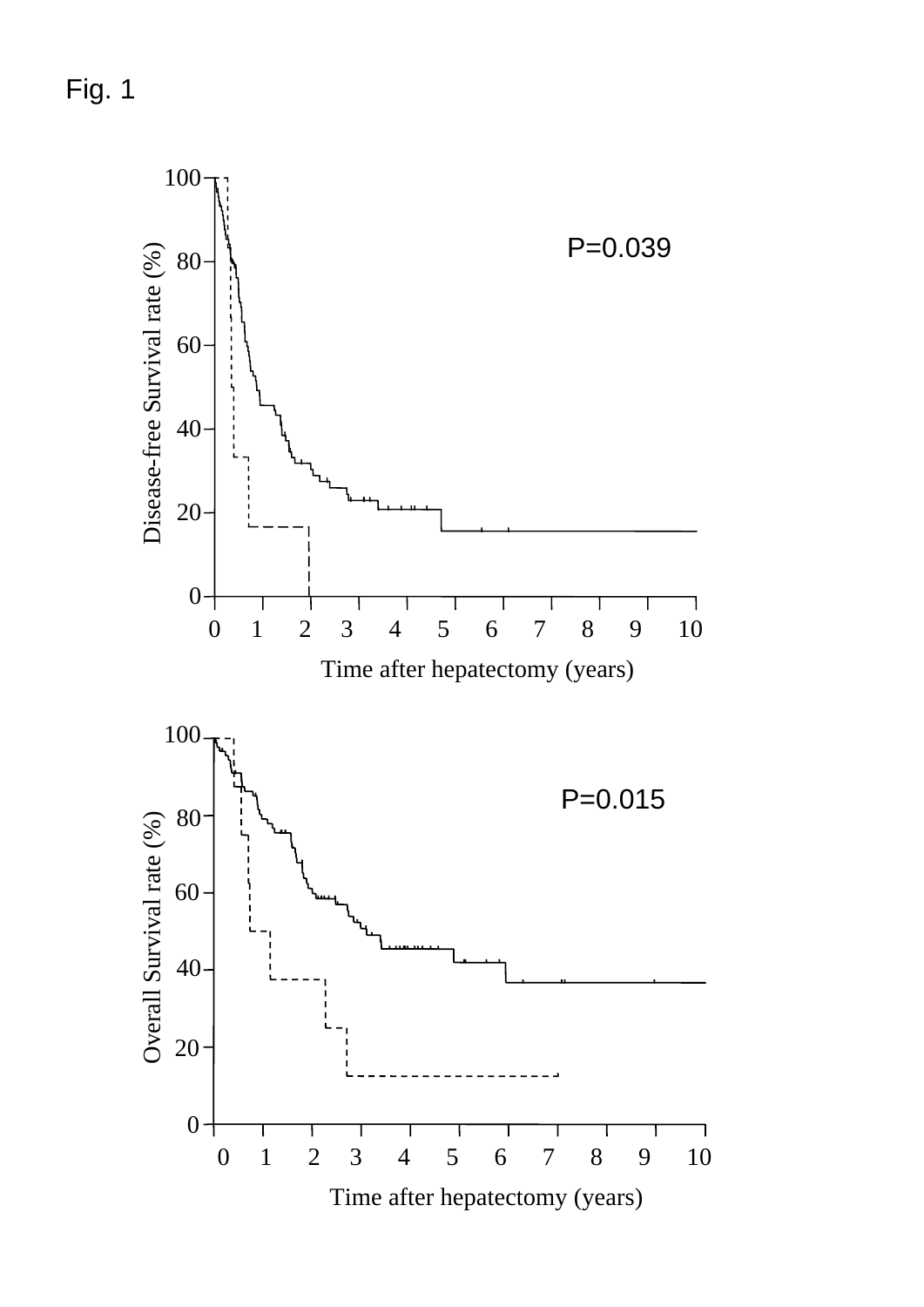Fig. 1

P=0.039

Disease-free Survival rate (%)

100
80
60
40
20
0

0 1 2 3 4 5 6 7 8 9 10

Time after hepatectomy (years)

P=0.015

Overall Survival rate (%)

100
80
60
40
20
0

0 1 2 3 4 5 6 7 8 9 10

Time after hepatectomy (years)